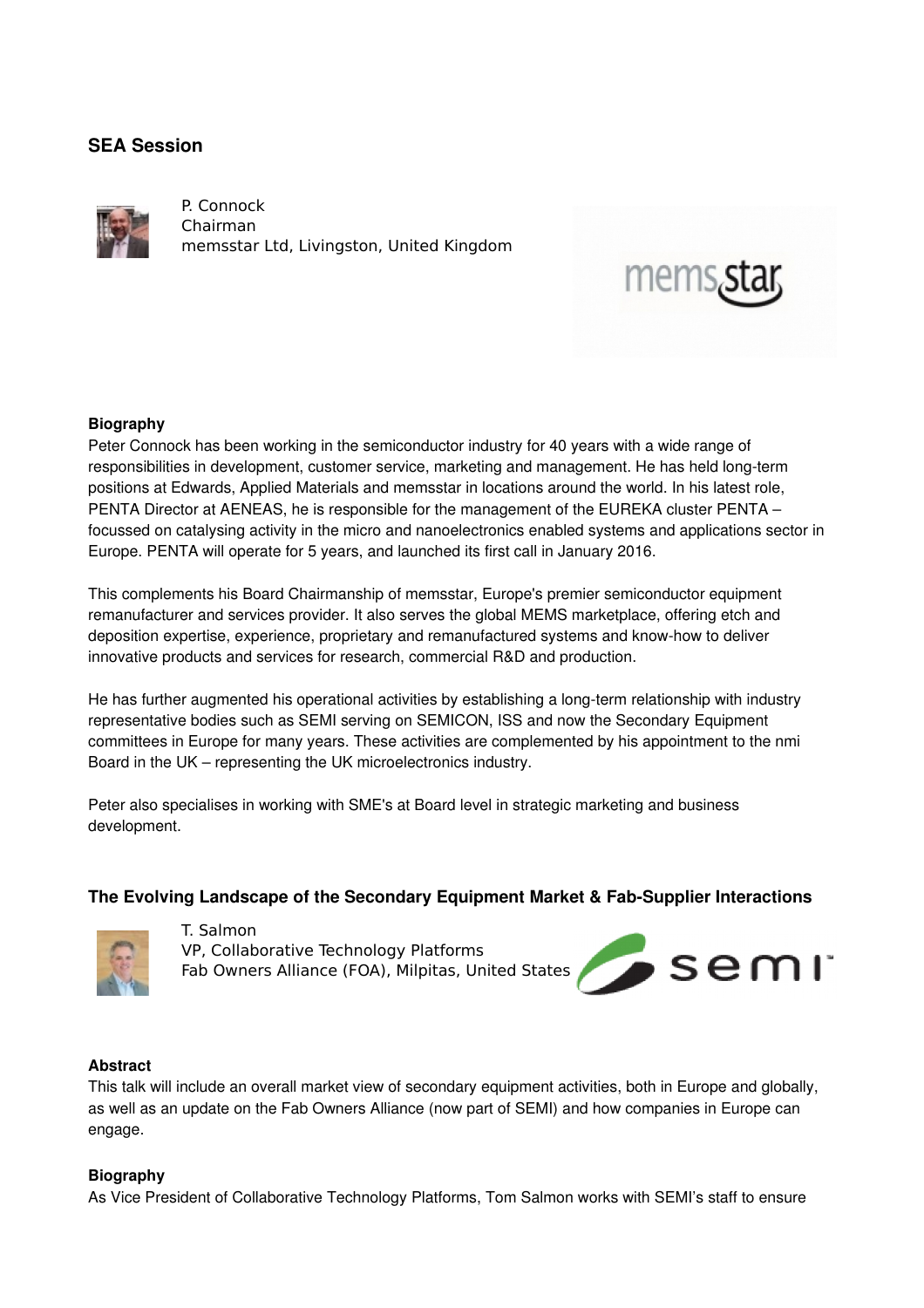## SEA Session

P. Connock
Chairman
memsstar Ltd, Livingston, United Kingdom

### Biography

Peter Connock has been working in the semiconductor industry for 40 years with a wide range of responsibilities in development, customer service, marketing and management. He has held long-term positions at Edwards, Applied Materials and memsstar in locations around the world. In his latest role, PENTA Director at AENEAS, he is responsible for the management of the EUREKA cluster PENTA – focussed on catalysing activity in the micro and nanoelectronics enabled systems and applications sector in Europe. PENTA will operate for 5 years, and launched its first call in January 2016.

This complements his Board Chairmanship of memsstar, Europe's premier semiconductor equipment remanufacturer and services provider. It also serves the global MEMS marketplace, offering etch and deposition expertise, experience, proprietary and remanufactured systems and know-how to deliver innovative products and services for research, commercial R&D and production.

He has further augmented his operational activities by establishing a long-term relationship with industry representative bodies such as SEMI serving on SEMICON, ISS and now the Secondary Equipment committees in Europe for many years. These activities are complemented by his appointment to the nmi Board in the UK – representing the UK microelectronics industry.

Peter also specialises in working with SME's at Board level in strategic marketing and business development.

## The Evolving Landscape of the Secondary Equipment Market & Fab-Supplier Interactions

T. Salmon
VP, Collaborative Technology Platforms
Fab Owners Alliance (FOA), Milpitas, United States

### Abstract

This talk will include an overall market view of secondary equipment activities, both in Europe and globally, as well as an update on the Fab Owners Alliance (now part of SEMI) and how companies in Europe can engage.

### Biography

As Vice President of Collaborative Technology Platforms, Tom Salmon works with SEMI's staff to ensure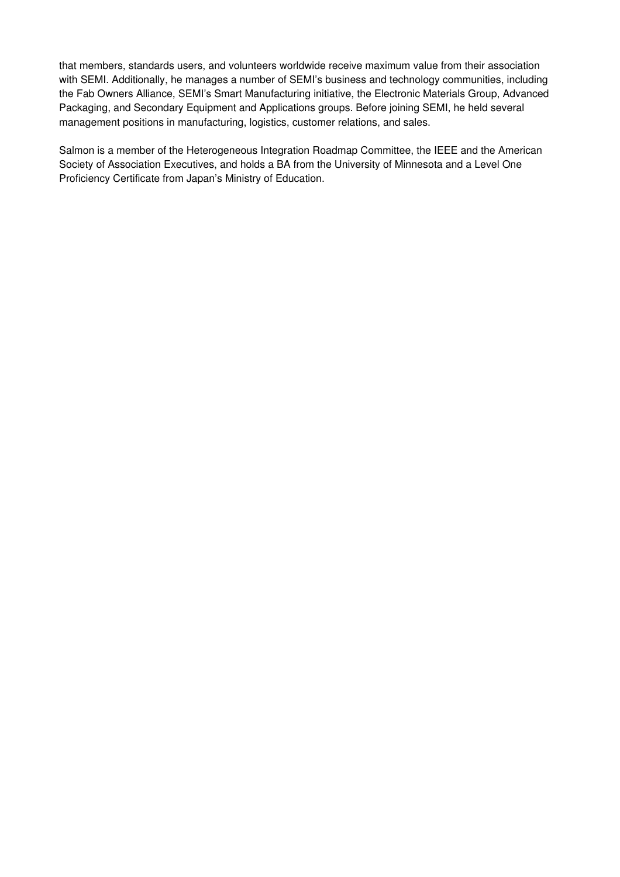that members, standards users, and volunteers worldwide receive maximum value from their association with SEMI. Additionally, he manages a number of SEMI's business and technology communities, including the Fab Owners Alliance, SEMI's Smart Manufacturing initiative, the Electronic Materials Group, Advanced Packaging, and Secondary Equipment and Applications groups. Before joining SEMI, he held several management positions in manufacturing, logistics, customer relations, and sales.

Salmon is a member of the Heterogeneous Integration Roadmap Committee, the IEEE and the American Society of Association Executives, and holds a BA from the University of Minnesota and a Level One Proficiency Certificate from Japan's Ministry of Education.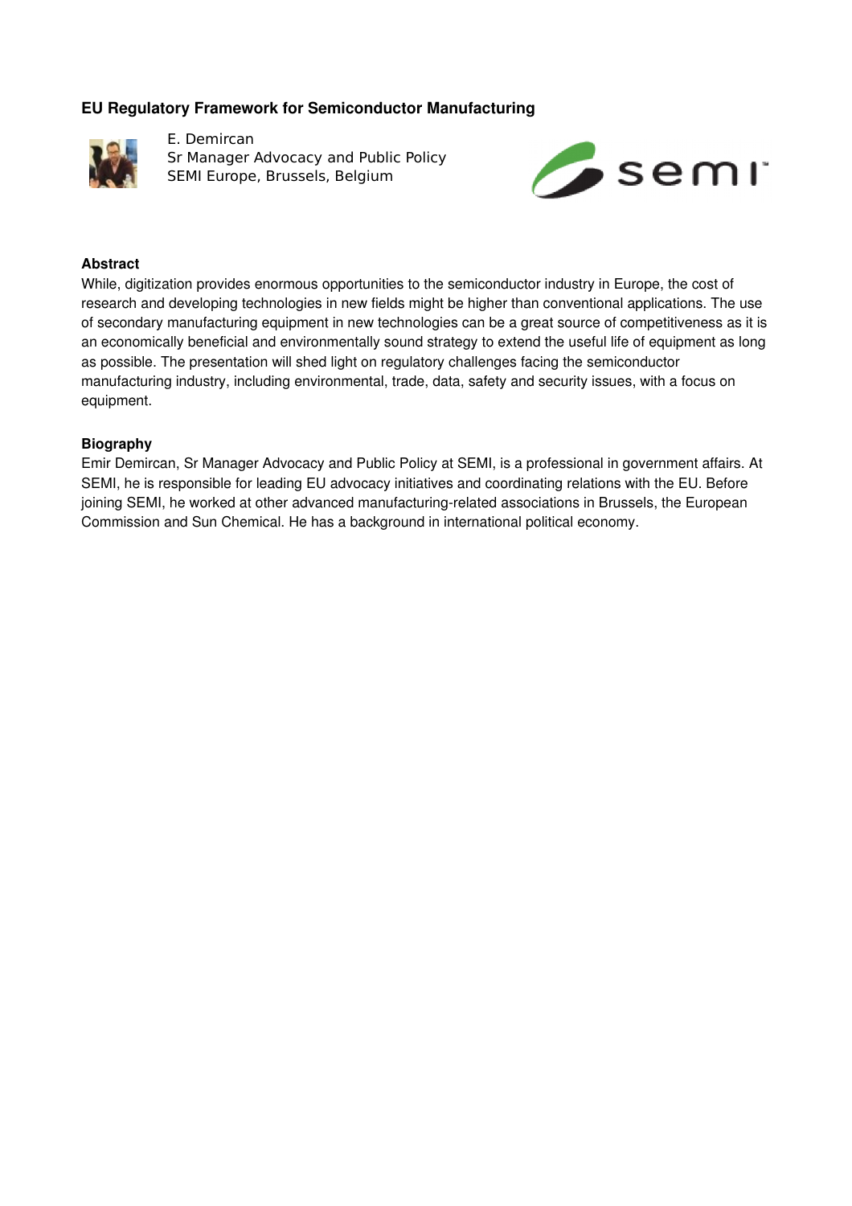## EU Regulatory Framework for Semiconductor Manufacturing

E. Demircan
Sr Manager Advocacy and Public Policy
SEMI Europe, Brussels, Belgium

### Abstract

While, digitization provides enormous opportunities to the semiconductor industry in Europe, the cost of research and developing technologies in new fields might be higher than conventional applications. The use of secondary manufacturing equipment in new technologies can be a great source of competitiveness as it is an economically beneficial and environmentally sound strategy to extend the useful life of equipment as long as possible. The presentation will shed light on regulatory challenges facing the semiconductor manufacturing industry, including environmental, trade, data, safety and security issues, with a focus on equipment.

### Biography

Emir Demircan, Sr Manager Advocacy and Public Policy at SEMI, is a professional in government affairs. At SEMI, he is responsible for leading EU advocacy initiatives and coordinating relations with the EU. Before joining SEMI, he worked at other advanced manufacturing-related associations in Brussels, the European Commission and Sun Chemical. He has a background in international political economy.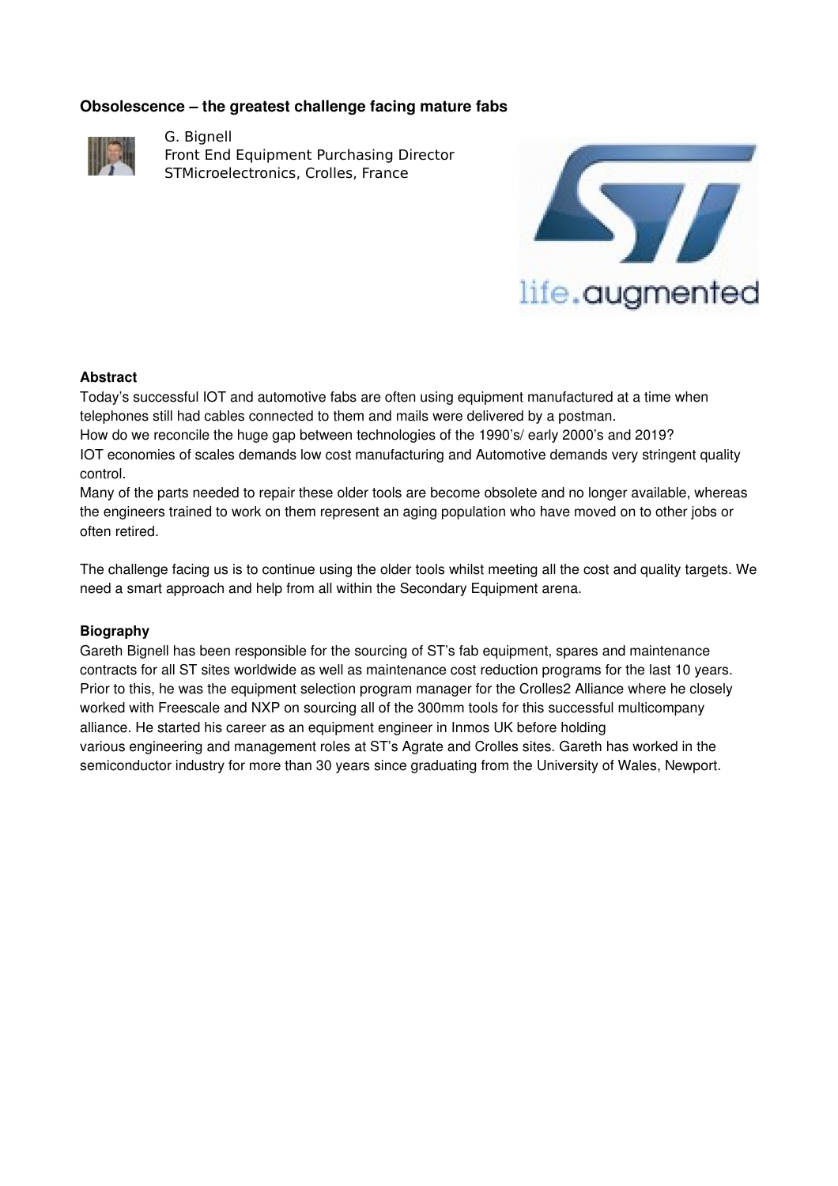## Obsolescence – the greatest challenge facing mature fabs

G. Bignell
Front End Equipment Purchasing Director
STMicroelectronics, Crolles, France

### Abstract

Today's successful IOT and automotive fabs are often using equipment manufactured at a time when telephones still had cables connected to them and mails were delivered by a postman.
How do we reconcile the huge gap between technologies of the 1990's/ early 2000's and 2019?
IOT economies of scales demands low cost manufacturing and Automotive demands very stringent quality control.
Many of the parts needed to repair these older tools are become obsolete and no longer available, whereas the engineers trained to work on them represent an aging population who have moved on to other jobs or often retired.

The challenge facing us is to continue using the older tools whilst meeting all the cost and quality targets. We need a smart approach and help from all within the Secondary Equipment arena.

### Biography

Gareth Bignell has been responsible for the sourcing of ST's fab equipment, spares and maintenance contracts for all ST sites worldwide as well as maintenance cost reduction programs for the last 10 years. Prior to this, he was the equipment selection program manager for the Crolles2 Alliance where he closely worked with Freescale and NXP on sourcing all of the 300mm tools for this successful multicompany alliance. He started his career as an equipment engineer in Inmos UK before holding various engineering and management roles at ST's Agrate and Crolles sites. Gareth has worked in the semiconductor industry for more than 30 years since graduating from the University of Wales, Newport.